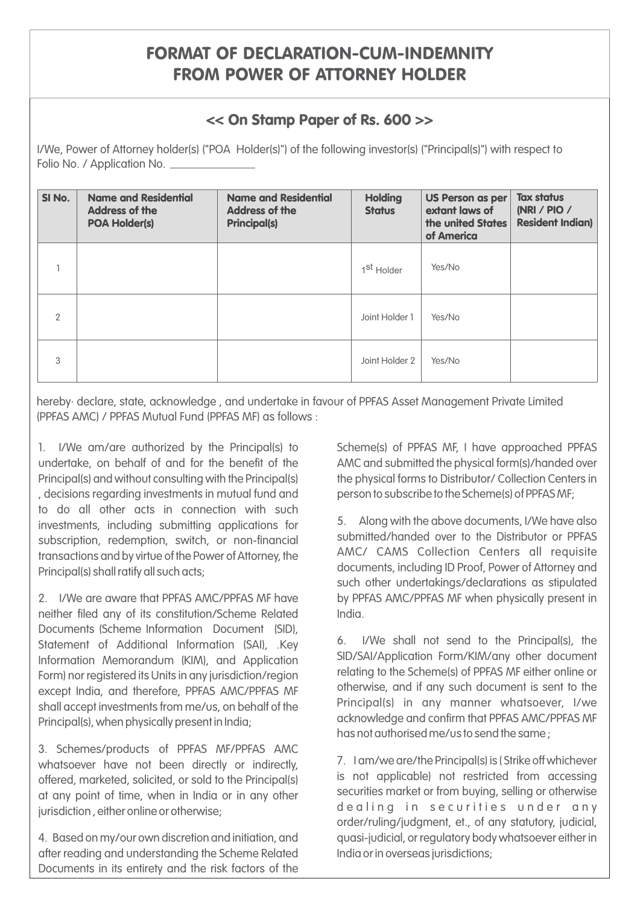# FORMAT OF DECLARATION-CUM-INDEMNITY FROM POWER OF ATTORNEY HOLDER

## << On Stamp Paper of Rs. 600 >>

I/We, Power of Attorney holder(s) ("POA Holder(s)") of the following investor(s) ("Principal(s)") with respect to Folio No. / Application No. _______________

| SI No. | Name and Residential Address of the POA Holder(s) | Name and Residential Address of the Principal(s) | Holding Status | US Person as per extant laws of the united States of America | Tax status (NRI / PIO / Resident Indian) |
|---|---|---|---|---|---|
| 1 | | | 1st Holder | Yes/No | |
| 2 | | | Joint Holder 1 | Yes/No | |
| 3 | | | Joint Holder 2 | Yes/No | |

hereby· declare, state, acknowledge , and undertake in favour of PPFAS Asset Management Private Limited (PPFAS AMC) / PPFAS Mutual Fund (PPFAS MF) as follows :

1. I/We am/are authorized by the Principal(s) to undertake, on behalf of and for the benefit of the Principal(s) and without consulting with the Principal(s) , decisions regarding investments in mutual fund and to do all other acts in connection with such investments, including submitting applications for subscription, redemption, switch, or non-financial transactions and by virtue of the Power of Attorney, the Principal(s) shall ratify all such acts;

2. I/We are aware that PPFAS AMC/PPFAS MF have neither filed any of its constitution/Scheme Related Documents (Scheme Information Document (SID), Statement of Additional Information (SAI), .Key Information Memorandum (KIM), and Application Form) nor registered its Units in any jurisdiction/region except India, and therefore, PPFAS AMC/PPFAS MF shall accept investments from me/us, on behalf of the Principal(s), when physically present in India;

3. Schemes/products of PPFAS MF/PPFAS AMC whatsoever have not been directly or indirectly, offered, marketed, solicited, or sold to the Principal(s) at any point of time, when in India or in any other jurisdiction , either online or otherwise;

4. Based on my/our own discretion and initiation, and after reading and understanding the Scheme Related Documents in its entirety and the risk factors of the Scheme(s) of PPFAS MF, I have approached PPFAS AMC and submitted the physical form(s)/handed over the physical forms to Distributor/ Collection Centers in person to subscribe to the Scheme(s) of PPFAS MF;

5. Along with the above documents, I/We have also submitted/handed over to the Distributor or PPFAS AMC/ CAMS Collection Centers all requisite documents, including ID Proof, Power of Attorney and such other undertakings/declarations as stipulated by PPFAS AMC/PPFAS MF when physically present in India.

6. I/We shall not send to the Principal(s), the SID/SAI/Application Form/KIM/any other document relating to the Scheme(s) of PPFAS MF either online or otherwise, and if any such document is sent to the Principal(s) in any manner whatsoever, I/we acknowledge and confirm that PPFAS AMC/PPFAS MF has not authorised me/us to send the same ;

7. I am/we are/the Principal(s) is ( Strike off whichever is not applicable) not restricted from accessing securities market or from buying, selling or otherwise dealing in securities under any order/ruling/judgment, et., of any statutory, judicial, quasi-judicial, or regulatory body whatsoever either in India or in overseas jurisdictions;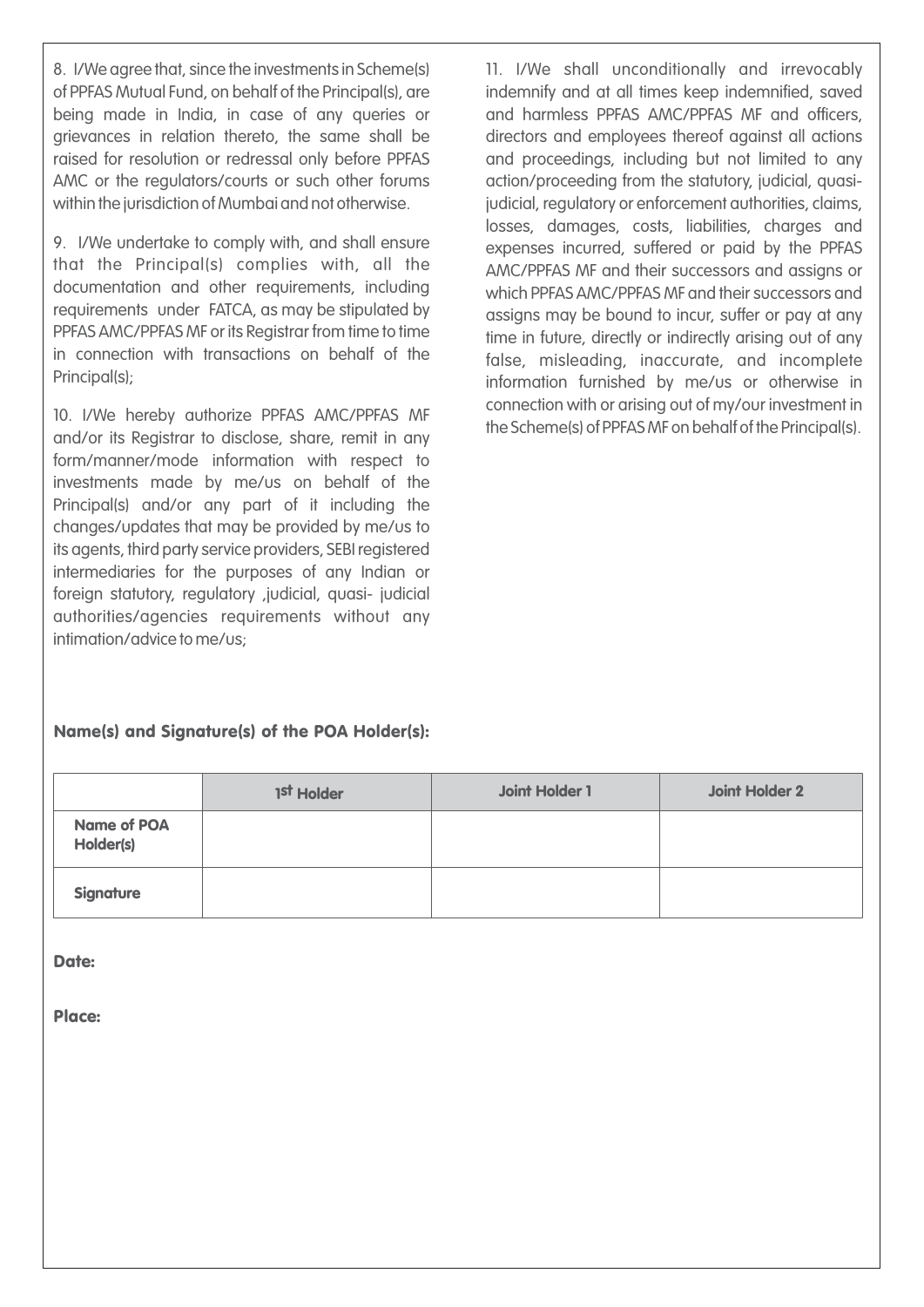8. I/We agree that, since the investments in Scheme(s) of PPFAS Mutual Fund, on behalf of the Principal(s), are being made in India, in case of any queries or grievances in relation thereto, the same shall be raised for resolution or redressal only before PPFAS AMC or the regulators/courts or such other forums within the jurisdiction of Mumbai and not otherwise.

9. I/We undertake to comply with, and shall ensure that the Principal(s) complies with, all the documentation and other requirements, including requirements under FATCA, as may be stipulated by PPFAS AMC/PPFAS MF or its Registrar from time to time in connection with transactions on behalf of the Principal(s);

10. I/We hereby authorize PPFAS AMC/PPFAS MF and/or its Registrar to disclose, share, remit in any form/manner/mode information with respect to investments made by me/us on behalf of the Principal(s) and/or any part of it including the changes/updates that may be provided by me/us to its agents, third party service providers, SEBI registered intermediaries for the purposes of any Indian or foreign statutory, regulatory ,judicial, quasi- judicial authorities/agencies requirements without any intimation/advice to me/us;

11. I/We shall unconditionally and irrevocably indemnify and at all times keep indemnified, saved and harmless PPFAS AMC/PPFAS MF and officers, directors and employees thereof against all actions and proceedings, including but not limited to any action/proceeding from the statutory, judicial, quasi-judicial, regulatory or enforcement authorities, claims, losses, damages, costs, liabilities, charges and expenses incurred, suffered or paid by the PPFAS AMC/PPFAS MF and their successors and assigns or which PPFAS AMC/PPFAS MF and their successors and assigns may be bound to incur, suffer or pay at any time in future, directly or indirectly arising out of any false, misleading, inaccurate, and incomplete information furnished by me/us or otherwise in connection with or arising out of my/our investment in the Scheme(s) of PPFAS MF on behalf of the Principal(s).

**Name(s) and Signature(s) of the POA Holder(s):**

| | 1st Holder | Joint Holder 1 | Joint Holder 2 |
|---|---|---|---|
| **Name of POA Holder(s)** | | | |
| **Signature** | | | |

**Date:**

**Place:**